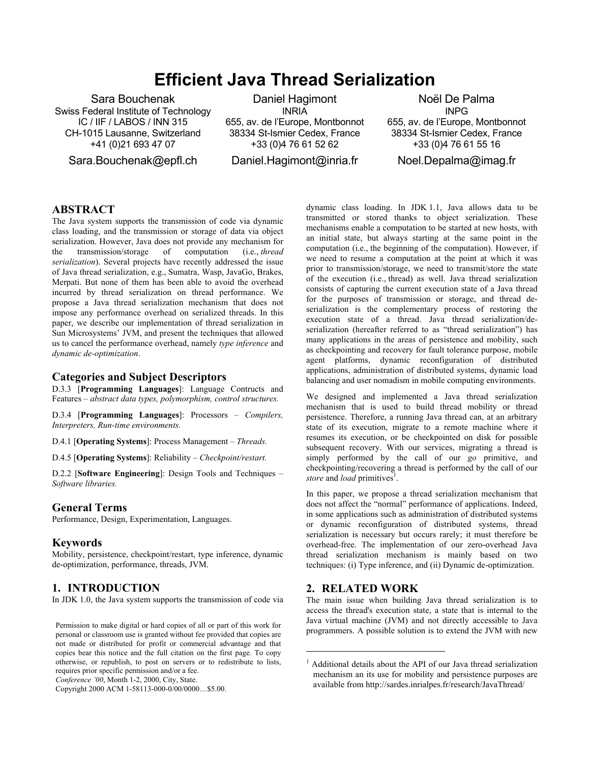# Efficient Java Thread Serialization

Sara Bouchenak
Swiss Federal Institute of Technology
IC / IIF / LABOS / INN 315
CH-1015 Lausanne, Switzerland
+41 (0)21 693 47 07
Sara.Bouchenak@epfl.ch

Daniel Hagimont
INRIA
655, av. de l'Europe, Montbonnot
38334 St-Ismier Cedex, France
+33 (0)4 76 61 52 62
Daniel.Hagimont@inria.fr

Noël De Palma
INPG
655, av. de l'Europe, Montbonnot
38334 St-Ismier Cedex, France
+33 (0)4 76 61 55 16
Noel.Depalma@imag.fr

## ABSTRACT

The Java system supports the transmission of code via dynamic class loading, and the transmission or storage of data via object serialization. However, Java does not provide any mechanism for the transmission/storage of computation (i.e., *thread serialization*). Several projects have recently addressed the issue of Java thread serialization, e.g., Sumatra, Wasp, JavaGo, Brakes, Merpati. But none of them has been able to avoid the overhead incurred by thread serialization on thread performance. We propose a Java thread serialization mechanism that does not impose any performance overhead on serialized threads. In this paper, we describe our implementation of thread serialization in Sun Microsystems' JVM, and present the techniques that allowed us to cancel the performance overhead, namely *type inference* and *dynamic de-optimization*.

### Categories and Subject Descriptors

D.3.3 [**Programming Languages**]: Language Contructs and Features – *abstract data types, polymorphism, control structures.*

D.3.4 [**Programming Languages**]: Processors – *Compilers, Interpreters, Run-time environments.*

D.4.1 [**Operating Systems**]: Process Management – *Threads.*

D.4.5 [**Operating Systems**]: Reliability – *Checkpoint/restart.*

D.2.2 [**Software Engineering**]: Design Tools and Techniques – *Software libraries.*

### General Terms

Performance, Design, Experimentation, Languages.

### Keywords

Mobility, persistence, checkpoint/restart, type inference, dynamic de-optimization, performance, threads, JVM.

## 1. INTRODUCTION

In JDK 1.0, the Java system supports the transmission of code via dynamic class loading. In JDK 1.1, Java allows data to be transmitted or stored thanks to object serialization. These mechanisms enable a computation to be started at new hosts, with an initial state, but always starting at the same point in the computation (i.e., the beginning of the computation). However, if we need to resume a computation at the point at which it was prior to transmission/storage, we need to transmit/store the state of the execution (i.e., thread) as well. Java thread serialization consists of capturing the current execution state of a Java thread for the purposes of transmission or storage, and thread de-serialization is the complementary process of restoring the execution state of a thread. Java thread serialization/de-serialization (hereafter referred to as "thread serialization") has many applications in the areas of persistence and mobility, such as checkpointing and recovery for fault tolerance purpose, mobile agent platforms, dynamic reconfiguration of distributed applications, administration of distributed systems, dynamic load balancing and user nomadism in mobile computing environments.

We designed and implemented a Java thread serialization mechanism that is used to build thread mobility or thread persistence. Therefore, a running Java thread can, at an arbitrary state of its execution, migrate to a remote machine where it resumes its execution, or be checkpointed on disk for possible subsequent recovery. With our services, migrating a thread is simply performed by the call of our *go* primitive, and checkpointing/recovering a thread is performed by the call of our *store* and *load* primitives[1].

In this paper, we propose a thread serialization mechanism that does not affect the "normal" performance of applications. Indeed, in some applications such as administration of distributed systems or dynamic reconfiguration of distributed systems, thread serialization is necessary but occurs rarely; it must therefore be overhead-free. The implementation of our zero-overhead Java thread serialization mechanism is mainly based on two techniques: (i) Type inference, and (ii) Dynamic de-optimization.

## 2. RELATED WORK

The main issue when building Java thread serialization is to access the thread's execution state, a state that is internal to the Java virtual machine (JVM) and not directly accessible to Java programmers. A possible solution is to extend the JVM with new

[1] Additional details about the API of our Java thread serialization mechanism an its use for mobility and persistence purposes are available from http://sardes.inrialpes.fr/research/JavaThread/

Permission to make digital or hard copies of all or part of this work for personal or classroom use is granted without fee provided that copies are not made or distributed for profit or commercial advantage and that copies bear this notice and the full citation on the first page. To copy otherwise, or republish, to post on servers or to redistribute to lists, requires prior specific permission and/or a fee.
*Conference '00*, Month 1-2, 2000, City, State.
Copyright 2000 ACM 1-58113-000-0/00/0000…$5.00.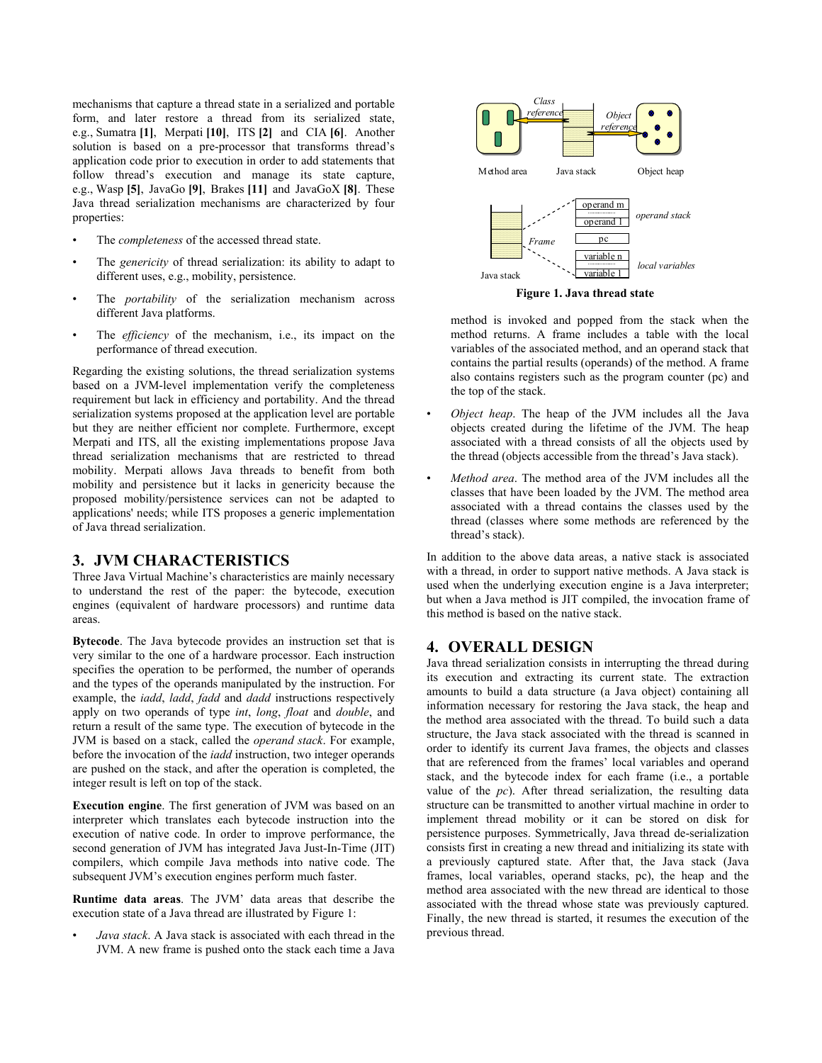mechanisms that capture a thread state in a serialized and portable form, and later restore a thread from its serialized state, e.g., Sumatra **[1]**, Merpati **[10]**, ITS **[2]** and CIA **[6]**. Another solution is based on a pre-processor that transforms thread's application code prior to execution in order to add statements that follow thread's execution and manage its state capture, e.g., Wasp **[5]**, JavaGo **[9]**, Brakes **[11]** and JavaGoX **[8]**. These Java thread serialization mechanisms are characterized by four properties:

- The *completeness* of the accessed thread state.
- The *genericity* of thread serialization: its ability to adapt to different uses, e.g., mobility, persistence.
- The *portability* of the serialization mechanism across different Java platforms.
- The *efficiency* of the mechanism, i.e., its impact on the performance of thread execution.

Regarding the existing solutions, the thread serialization systems based on a JVM-level implementation verify the completeness requirement but lack in efficiency and portability. And the thread serialization systems proposed at the application level are portable but they are neither efficient nor complete. Furthermore, except Merpati and ITS, all the existing implementations propose Java thread serialization mechanisms that are restricted to thread mobility. Merpati allows Java threads to benefit from both mobility and persistence but it lacks in genericity because the proposed mobility/persistence services can not be adapted to applications' needs; while ITS proposes a generic implementation of Java thread serialization.

## 3. JVM CHARACTERISTICS

Three Java Virtual Machine's characteristics are mainly necessary to understand the rest of the paper: the bytecode, execution engines (equivalent of hardware processors) and runtime data areas.

**Bytecode**. The Java bytecode provides an instruction set that is very similar to the one of a hardware processor. Each instruction specifies the operation to be performed, the number of operands and the types of the operands manipulated by the instruction. For example, the *iadd*, *ladd*, *fadd* and *dadd* instructions respectively apply on two operands of type *int*, *long*, *float* and *double*, and return a result of the same type. The execution of bytecode in the JVM is based on a stack, called the *operand stack*. For example, before the invocation of the *iadd* instruction, two integer operands are pushed on the stack, and after the operation is completed, the integer result is left on top of the stack.

**Execution engine**. The first generation of JVM was based on an interpreter which translates each bytecode instruction into the execution of native code. In order to improve performance, the second generation of JVM has integrated Java Just-In-Time (JIT) compilers, which compile Java methods into native code. The subsequent JVM's execution engines perform much faster.

**Runtime data areas**. The JVM' data areas that describe the execution state of a Java thread are illustrated by Figure 1:

- *Java stack*. A Java stack is associated with each thread in the JVM. A new frame is pushed onto the stack each time a Java method is invoked and popped from the stack when the method returns. A frame includes a table with the local variables of the associated method, and an operand stack that contains the partial results (operands) of the method. A frame also contains registers such as the program counter (pc) and the top of the stack.
- *Object heap*. The heap of the JVM includes all the Java objects created during the lifetime of the JVM. The heap associated with a thread consists of all the objects used by the thread (objects accessible from the thread's Java stack).
- *Method area*. The method area of the JVM includes all the classes that have been loaded by the JVM. The method area associated with a thread contains the classes used by the thread (classes where some methods are referenced by the thread's stack).

**Figure 1. Java thread state**

In addition to the above data areas, a native stack is associated with a thread, in order to support native methods. A Java stack is used when the underlying execution engine is a Java interpreter; but when a Java method is JIT compiled, the invocation frame of this method is based on the native stack.

## 4. OVERALL DESIGN

Java thread serialization consists in interrupting the thread during its execution and extracting its current state. The extraction amounts to build a data structure (a Java object) containing all information necessary for restoring the Java stack, the heap and the method area associated with the thread. To build such a data structure, the Java stack associated with the thread is scanned in order to identify its current Java frames, the objects and classes that are referenced from the frames' local variables and operand stack, and the bytecode index for each frame (i.e., a portable value of the *pc*). After thread serialization, the resulting data structure can be transmitted to another virtual machine in order to implement thread mobility or it can be stored on disk for persistence purposes. Symmetrically, Java thread de-serialization consists first in creating a new thread and initializing its state with a previously captured state. After that, the Java stack (Java frames, local variables, operand stacks, pc), the heap and the method area associated with the new thread are identical to those associated with the thread whose state was previously captured. Finally, the new thread is started, it resumes the execution of the previous thread.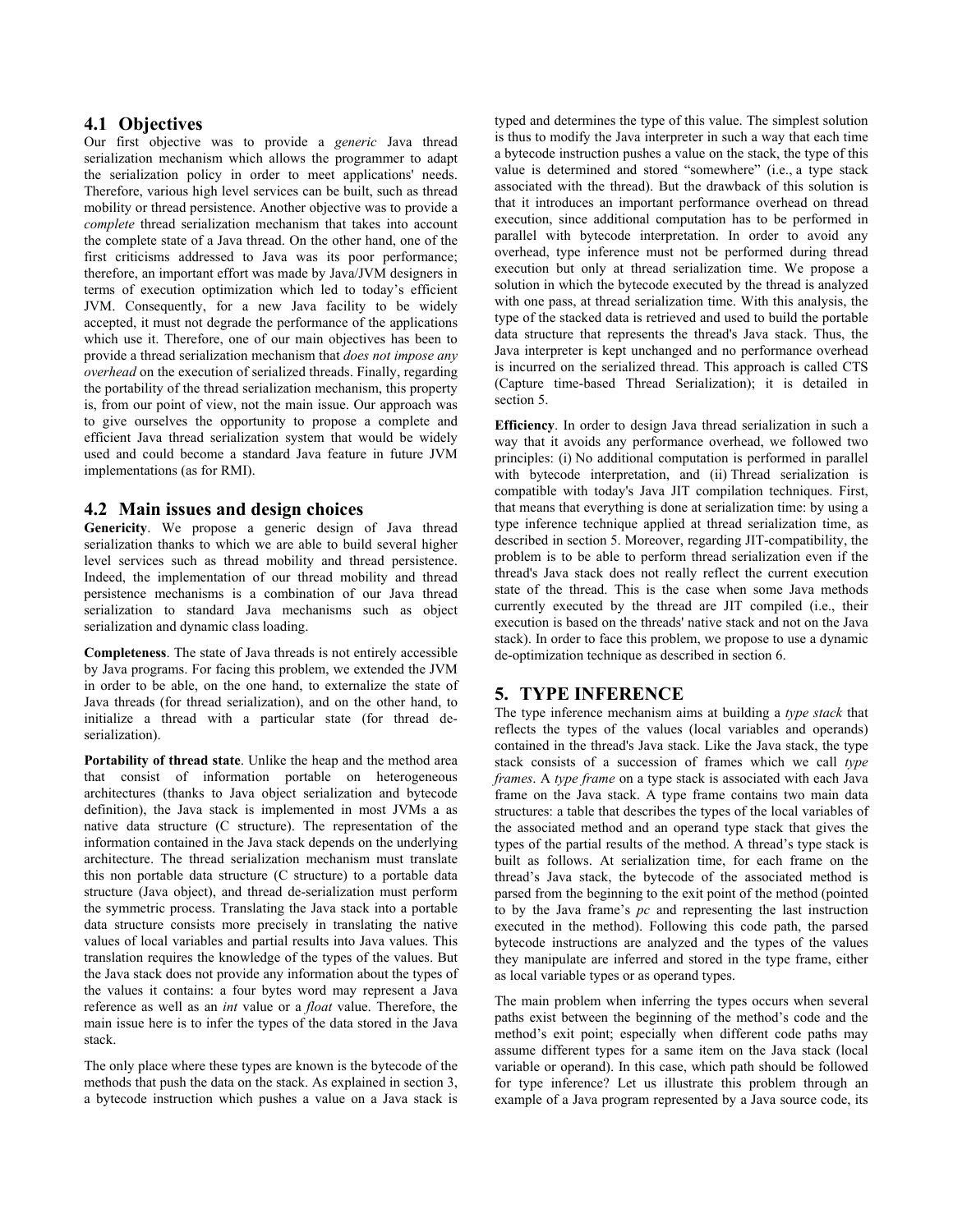### 4.1 Objectives

Our first objective was to provide a *generic* Java thread serialization mechanism which allows the programmer to adapt the serialization policy in order to meet applications' needs. Therefore, various high level services can be built, such as thread mobility or thread persistence. Another objective was to provide a *complete* thread serialization mechanism that takes into account the complete state of a Java thread. On the other hand, one of the first criticisms addressed to Java was its poor performance; therefore, an important effort was made by Java/JVM designers in terms of execution optimization which led to today's efficient JVM. Consequently, for a new Java facility to be widely accepted, it must not degrade the performance of the applications which use it. Therefore, one of our main objectives has been to provide a thread serialization mechanism that *does not impose any overhead* on the execution of serialized threads. Finally, regarding the portability of the thread serialization mechanism, this property is, from our point of view, not the main issue. Our approach was to give ourselves the opportunity to propose a complete and efficient Java thread serialization system that would be widely used and could become a standard Java feature in future JVM implementations (as for RMI).

### 4.2 Main issues and design choices

**Genericity**. We propose a generic design of Java thread serialization thanks to which we are able to build several higher level services such as thread mobility and thread persistence. Indeed, the implementation of our thread mobility and thread persistence mechanisms is a combination of our Java thread serialization to standard Java mechanisms such as object serialization and dynamic class loading.

**Completeness**. The state of Java threads is not entirely accessible by Java programs. For facing this problem, we extended the JVM in order to be able, on the one hand, to externalize the state of Java threads (for thread serialization), and on the other hand, to initialize a thread with a particular state (for thread de-serialization).

**Portability of thread state**. Unlike the heap and the method area that consist of information portable on heterogeneous architectures (thanks to Java object serialization and bytecode definition), the Java stack is implemented in most JVMs a as native data structure (C structure). The representation of the information contained in the Java stack depends on the underlying architecture. The thread serialization mechanism must translate this non portable data structure (C structure) to a portable data structure (Java object), and thread de-serialization must perform the symmetric process. Translating the Java stack into a portable data structure consists more precisely in translating the native values of local variables and partial results into Java values. This translation requires the knowledge of the types of the values. But the Java stack does not provide any information about the types of the values it contains: a four bytes word may represent a Java reference as well as an *int* value or a *float* value. Therefore, the main issue here is to infer the types of the data stored in the Java stack.

The only place where these types are known is the bytecode of the methods that push the data on the stack. As explained in section 3, a bytecode instruction which pushes a value on a Java stack is typed and determines the type of this value. The simplest solution is thus to modify the Java interpreter in such a way that each time a bytecode instruction pushes a value on the stack, the type of this value is determined and stored "somewhere" (i.e., a type stack associated with the thread). But the drawback of this solution is that it introduces an important performance overhead on thread execution, since additional computation has to be performed in parallel with bytecode interpretation. In order to avoid any overhead, type inference must not be performed during thread execution but only at thread serialization time. We propose a solution in which the bytecode executed by the thread is analyzed with one pass, at thread serialization time. With this analysis, the type of the stacked data is retrieved and used to build the portable data structure that represents the thread's Java stack. Thus, the Java interpreter is kept unchanged and no performance overhead is incurred on the serialized thread. This approach is called CTS (Capture time-based Thread Serialization); it is detailed in section 5.

**Efficiency**. In order to design Java thread serialization in such a way that it avoids any performance overhead, we followed two principles: (i) No additional computation is performed in parallel with bytecode interpretation, and (ii) Thread serialization is compatible with today's Java JIT compilation techniques. First, that means that everything is done at serialization time: by using a type inference technique applied at thread serialization time, as described in section 5. Moreover, regarding JIT-compatibility, the problem is to be able to perform thread serialization even if the thread's Java stack does not really reflect the current execution state of the thread. This is the case when some Java methods currently executed by the thread are JIT compiled (i.e., their execution is based on the threads' native stack and not on the Java stack). In order to face this problem, we propose to use a dynamic de-optimization technique as described in section 6.

## 5. TYPE INFERENCE

The type inference mechanism aims at building a *type stack* that reflects the types of the values (local variables and operands) contained in the thread's Java stack. Like the Java stack, the type stack consists of a succession of frames which we call *type frames*. A *type frame* on a type stack is associated with each Java frame on the Java stack. A type frame contains two main data structures: a table that describes the types of the local variables of the associated method and an operand type stack that gives the types of the partial results of the method. A thread's type stack is built as follows. At serialization time, for each frame on the thread's Java stack, the bytecode of the associated method is parsed from the beginning to the exit point of the method (pointed to by the Java frame's *pc* and representing the last instruction executed in the method). Following this code path, the parsed bytecode instructions are analyzed and the types of the values they manipulate are inferred and stored in the type frame, either as local variable types or as operand types.

The main problem when inferring the types occurs when several paths exist between the beginning of the method's code and the method's exit point; especially when different code paths may assume different types for a same item on the Java stack (local variable or operand). In this case, which path should be followed for type inference? Let us illustrate this problem through an example of a Java program represented by a Java source code, its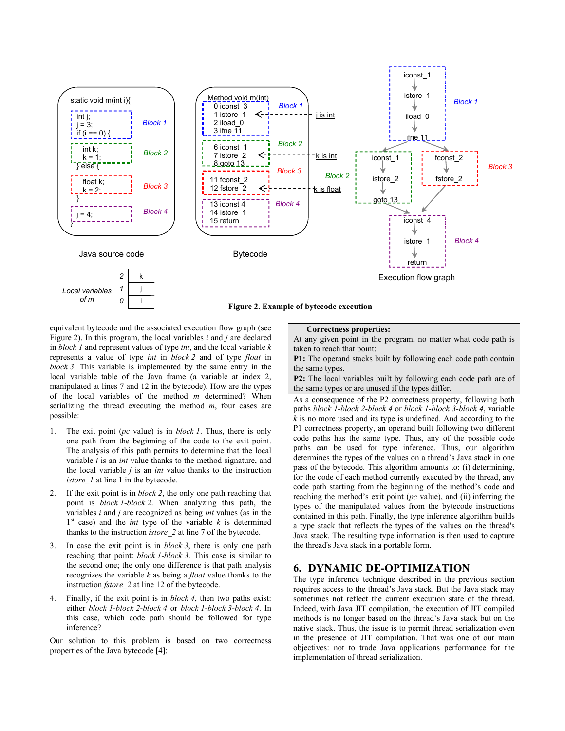```
static void m(int i){
    int j;
    j = 3;
    if (i == 0) {          // Block 1
        int k;
        k = 1;             // Block 2
    } else {
        float k;
        k = 2;             // Block 3
    }
    j = 4;                 // Block 4
}
```

Java source code

| | |
|---|---|
| 2 | k |
| 1 | j |
| 0 | i |

*Local variables of m*

```
Method void m(int)
 0 iconst_3      // Block 1
 1 istore_1      <- j is int
 2 iload_0
 3 ifne 11
 6 iconst_1      // Block 2
 7 istore_2      <- k is int
 8 goto 13
11 fconst_2      // Block 3
12 fstore_2      <- k is float
13 iconst 4      // Block 4
14 istore_1
15 return
```

Bytecode

```
Block 1: iconst_1 -> istore_1 -> iload_0 -> ifne 11
   ├── Block 2: iconst_1 -> istore_2 -> goto 13
   └── Block 3: fconst_2 -> fstore_2
Block 4: iconst_4 -> istore_1 -> return
```

Execution flow graph

**Figure 2. Example of bytecode execution**

equivalent bytecode and the associated execution flow graph (see Figure 2). In this program, the local variables *i* and *j* are declared in *block 1* and represent values of type *int*, and the local variable *k* represents a value of type *int* in *block 2* and of type *float* in *block 3*. This variable is implemented by the same entry in the local variable table of the Java frame (a variable at index 2, manipulated at lines 7 and 12 in the bytecode). How are the types of the local variables of the method *m* determined? When serializing the thread executing the method *m*, four cases are possible:

1. The exit point (*pc* value) is in *block 1*. Thus, there is only one path from the beginning of the code to the exit point. The analysis of this path permits to determine that the local variable *i* is an *int* value thanks to the method signature, and the local variable *j* is an *int* value thanks to the instruction *istore_1* at line 1 in the bytecode.
2. If the exit point is in *block 2*, the only one path reaching that point is *block 1-block 2*. When analyzing this path, the variables *i* and *j* are recognized as being *int* values (as in the 1st case) and the *int* type of the variable *k* is determined thanks to the instruction *istore_2* at line 7 of the bytecode.
3. In case the exit point is in *block 3*, there is only one path reaching that point: *block 1-block 3*. This case is similar to the second one; the only one difference is that path analysis recognizes the variable *k* as being a *float* value thanks to the instruction *fstore_2* at line 12 of the bytecode.
4. Finally, if the exit point is in *block 4*, then two paths exist: either *block 1-block 2-block 4* or *block 1-block 3-block 4*. In this case, which code path should be followed for type inference?

Our solution to this problem is based on two correctness properties of the Java bytecode [4]:

> **Correctness properties:**
> At any given point in the program, no matter what code path is taken to reach that point:
> **P1:** The operand stacks built by following each code path contain the same types.
> **P2:** The local variables built by following each code path are of the same types or are unused if the types differ.

As a consequence of the P2 correctness property, following both paths *block 1-block 2-block 4* or *block 1-block 3-block 4*, variable *k* is no more used and its type is undefined. And according to the P1 correctness property, an operand built following two different code paths has the same type. Thus, any of the possible code paths can be used for type inference. Thus, our algorithm determines the types of the values on a thread's Java stack in one pass of the bytecode. This algorithm amounts to: (i) determining, for the code of each method currently executed by the thread, any code path starting from the beginning of the method's code and reaching the method's exit point (*pc* value), and (ii) inferring the types of the manipulated values from the bytecode instructions contained in this path. Finally, the type inference algorithm builds a type stack that reflects the types of the values on the thread's Java stack. The resulting type information is then used to capture the thread's Java stack in a portable form.

## 6. DYNAMIC DE-OPTIMIZATION

The type inference technique described in the previous section requires access to the thread's Java stack. But the Java stack may sometimes not reflect the current execution state of the thread. Indeed, with Java JIT compilation, the execution of JIT compiled methods is no longer based on the thread's Java stack but on the native stack. Thus, the issue is to permit thread serialization even in the presence of JIT compilation. That was one of our main objectives: not to trade Java applications performance for the implementation of thread serialization.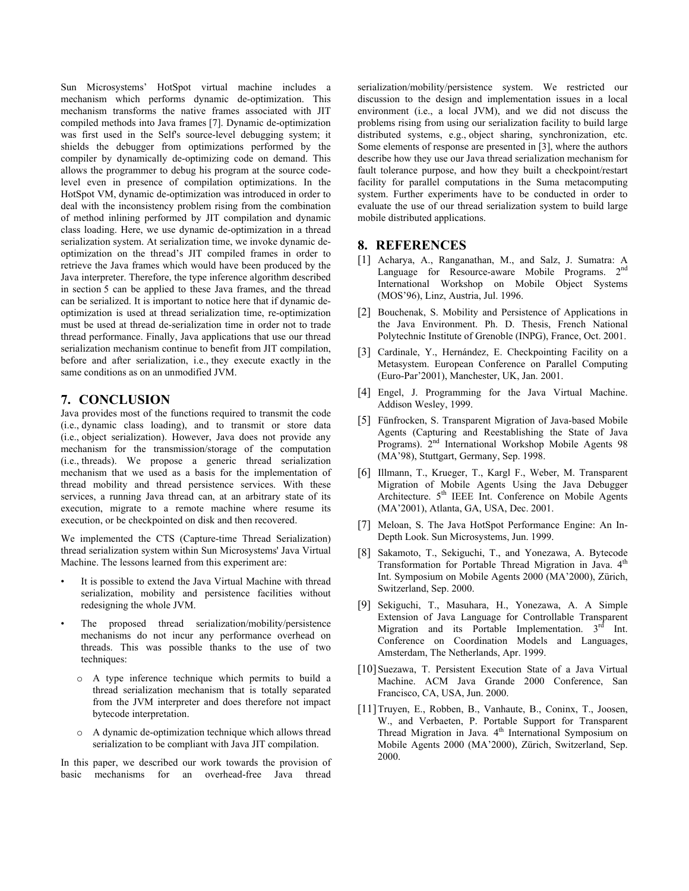Sun Microsystems' HotSpot virtual machine includes a mechanism which performs dynamic de-optimization. This mechanism transforms the native frames associated with JIT compiled methods into Java frames [7]. Dynamic de-optimization was first used in the Self's source-level debugging system; it shields the debugger from optimizations performed by the compiler by dynamically de-optimizing code on demand. This allows the programmer to debug his program at the source code-level even in presence of compilation optimizations. In the HotSpot VM, dynamic de-optimization was introduced in order to deal with the inconsistency problem rising from the combination of method inlining performed by JIT compilation and dynamic class loading. Here, we use dynamic de-optimization in a thread serialization system. At serialization time, we invoke dynamic de-optimization on the thread's JIT compiled frames in order to retrieve the Java frames which would have been produced by the Java interpreter. Therefore, the type inference algorithm described in section 5 can be applied to these Java frames, and the thread can be serialized. It is important to notice here that if dynamic de-optimization is used at thread serialization time, re-optimization must be used at thread de-serialization time in order not to trade thread performance. Finally, Java applications that use our thread serialization mechanism continue to benefit from JIT compilation, before and after serialization, i.e., they execute exactly in the same conditions as on an unmodified JVM.

## 7. CONCLUSION

Java provides most of the functions required to transmit the code (i.e., dynamic class loading), and to transmit or store data (i.e., object serialization). However, Java does not provide any mechanism for the transmission/storage of the computation (i.e., threads). We propose a generic thread serialization mechanism that we used as a basis for the implementation of thread mobility and thread persistence services. With these services, a running Java thread can, at an arbitrary state of its execution, migrate to a remote machine where resume its execution, or be checkpointed on disk and then recovered.

We implemented the CTS (Capture-time Thread Serialization) thread serialization system within Sun Microsystems' Java Virtual Machine. The lessons learned from this experiment are:

- It is possible to extend the Java Virtual Machine with thread serialization, mobility and persistence facilities without redesigning the whole JVM.
- The proposed thread serialization/mobility/persistence mechanisms do not incur any performance overhead on threads. This was possible thanks to the use of two techniques:
    - A type inference technique which permits to build a thread serialization mechanism that is totally separated from the JVM interpreter and does therefore not impact bytecode interpretation.
    - A dynamic de-optimization technique which allows thread serialization to be compliant with Java JIT compilation.

In this paper, we described our work towards the provision of basic mechanisms for an overhead-free Java thread serialization/mobility/persistence system. We restricted our discussion to the design and implementation issues in a local environment (i.e., a local JVM), and we did not discuss the problems rising from using our serialization facility to build large distributed systems, e.g., object sharing, synchronization, etc. Some elements of response are presented in [3], where the authors describe how they use our Java thread serialization mechanism for fault tolerance purpose, and how they built a checkpoint/restart facility for parallel computations in the Suma metacomputing system. Further experiments have to be conducted in order to evaluate the use of our thread serialization system to build large mobile distributed applications.

## 8. REFERENCES

[1] Acharya, A., Ranganathan, M., and Salz, J. Sumatra: A Language for Resource-aware Mobile Programs. 2nd International Workshop on Mobile Object Systems (MOS'96), Linz, Austria, Jul. 1996.

[2] Bouchenak, S. Mobility and Persistence of Applications in the Java Environment. Ph. D. Thesis, French National Polytechnic Institute of Grenoble (INPG), France, Oct. 2001.

[3] Cardinale, Y., Hernández, E. Checkpointing Facility on a Metasystem. European Conference on Parallel Computing (Euro-Par'2001), Manchester, UK, Jan. 2001.

[4] Engel, J. Programming for the Java Virtual Machine. Addison Wesley, 1999.

[5] Fünfrocken, S. Transparent Migration of Java-based Mobile Agents (Capturing and Reestablishing the State of Java Programs). 2nd International Workshop Mobile Agents 98 (MA'98), Stuttgart, Germany, Sep. 1998.

[6] Illmann, T., Krueger, T., Kargl F., Weber, M. Transparent Migration of Mobile Agents Using the Java Debugger Architecture. 5th IEEE Int. Conference on Mobile Agents (MA'2001), Atlanta, GA, USA, Dec. 2001.

[7] Meloan, S. The Java HotSpot Performance Engine: An In-Depth Look. Sun Microsystems, Jun. 1999.

[8] Sakamoto, T., Sekiguchi, T., and Yonezawa, A. Bytecode Transformation for Portable Thread Migration in Java. 4th Int. Symposium on Mobile Agents 2000 (MA'2000), Zürich, Switzerland, Sep. 2000.

[9] Sekiguchi, T., Masuhara, H., Yonezawa, A. A Simple Extension of Java Language for Controllable Transparent Migration and its Portable Implementation. 3rd Int. Conference on Coordination Models and Languages, Amsterdam, The Netherlands, Apr. 1999.

[10] Suezawa, T. Persistent Execution State of a Java Virtual Machine. ACM Java Grande 2000 Conference, San Francisco, CA, USA, Jun. 2000.

[11] Truyen, E., Robben, B., Vanhaute, B., Coninx, T., Joosen, W., and Verbaeten, P. Portable Support for Transparent Thread Migration in Java. 4th International Symposium on Mobile Agents 2000 (MA'2000), Zürich, Switzerland, Sep. 2000.